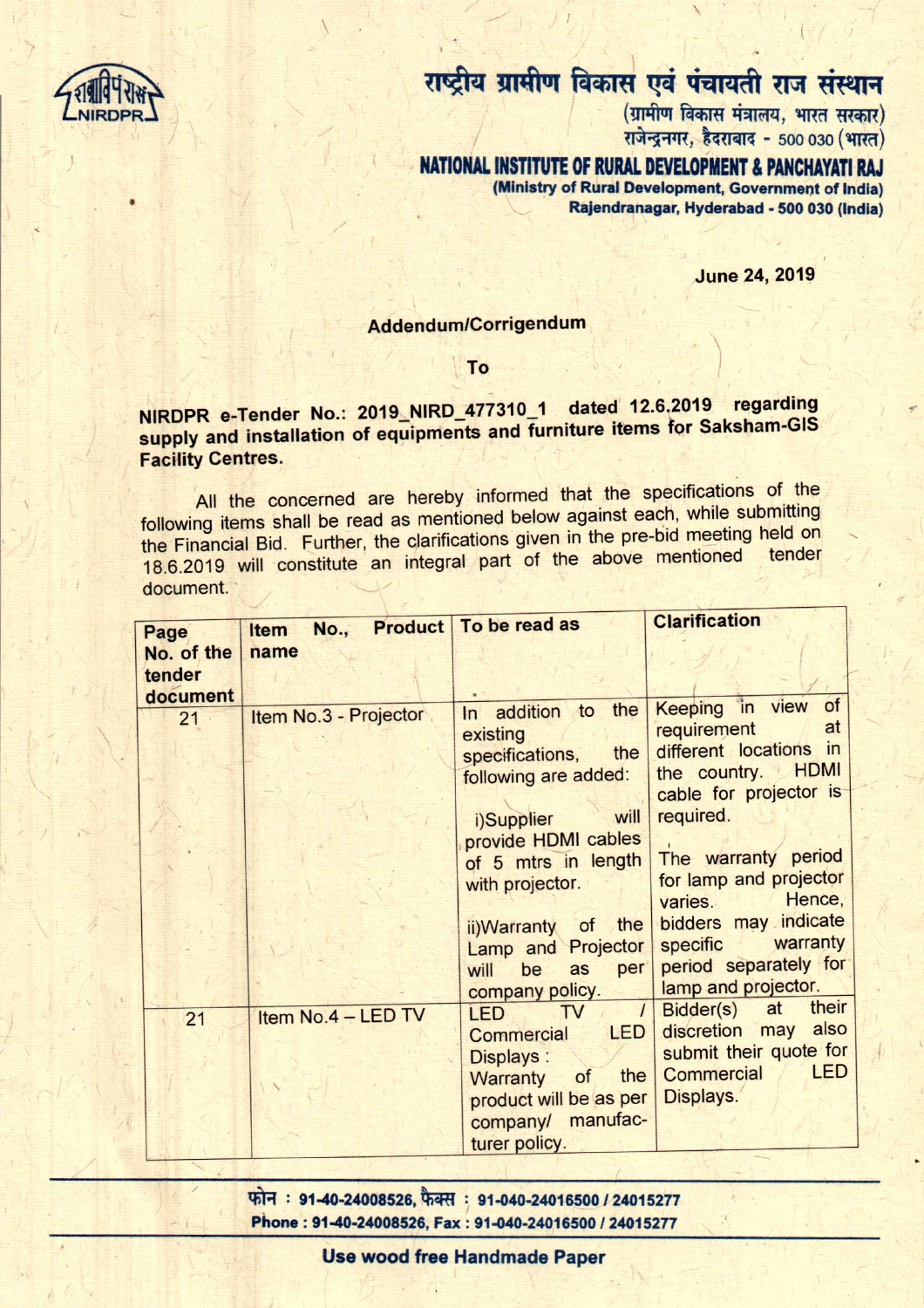# राष्ट्रीय ग्रामीण विकास एवं पंचायती राज संस्थान

(ग्रामीण विकास मंत्रालय, भारत सरकार)
राजेन्द्रनगर, हैदराबाद - 500 030 (भारत)

# NATIONAL INSTITUTE OF RURAL DEVELOPMENT & PANCHAYATI RAJ

**(Ministry of Rural Development, Government of India)**
**Rajendranagar, Hyderabad - 500 030 (India)**

**June 24, 2019**

**Addendum/Corrigendum**

**To**

**NIRDPR e-Tender No.: 2019_NIRD_477310_1 dated 12.6.2019 regarding supply and installation of equipments and furniture items for Saksham-GIS Facility Centres.**

All the concerned are hereby informed that the specifications of the following items shall be read as mentioned below against each, while submitting the Financial Bid. Further, the clarifications given in the pre-bid meeting held on 18.6.2019 will constitute an integral part of the above mentioned tender document.

| Page No. of the tender document | Item No., Product name | To be read as | Clarification |
|---|---|---|---|
| 21 | Item No.3 - Projector | In addition to the existing specifications, the following are added:<br><br>i)Supplier will provide HDMI cables of 5 mtrs in length with projector.<br><br>ii)Warranty of the Lamp and Projector will be as per company policy. | Keeping in view of requirement at different locations in the country. HDMI cable for projector is required.<br><br>The warranty period for lamp and projector varies. Hence, bidders may indicate specific warranty period separately for lamp and projector. |
| 21 | Item No.4 – LED TV | LED TV / Commercial LED Displays :<br>Warranty of the product will be as per company/ manufacturer policy. | Bidder(s) at their discretion may also submit their quote for Commercial LED Displays. |

फोन : 91-40-24008526, फैक्स : 91-040-24016500 / 24015277
Phone : 91-40-24008526, Fax : 91-040-24016500 / 24015277

**Use wood free Handmade Paper**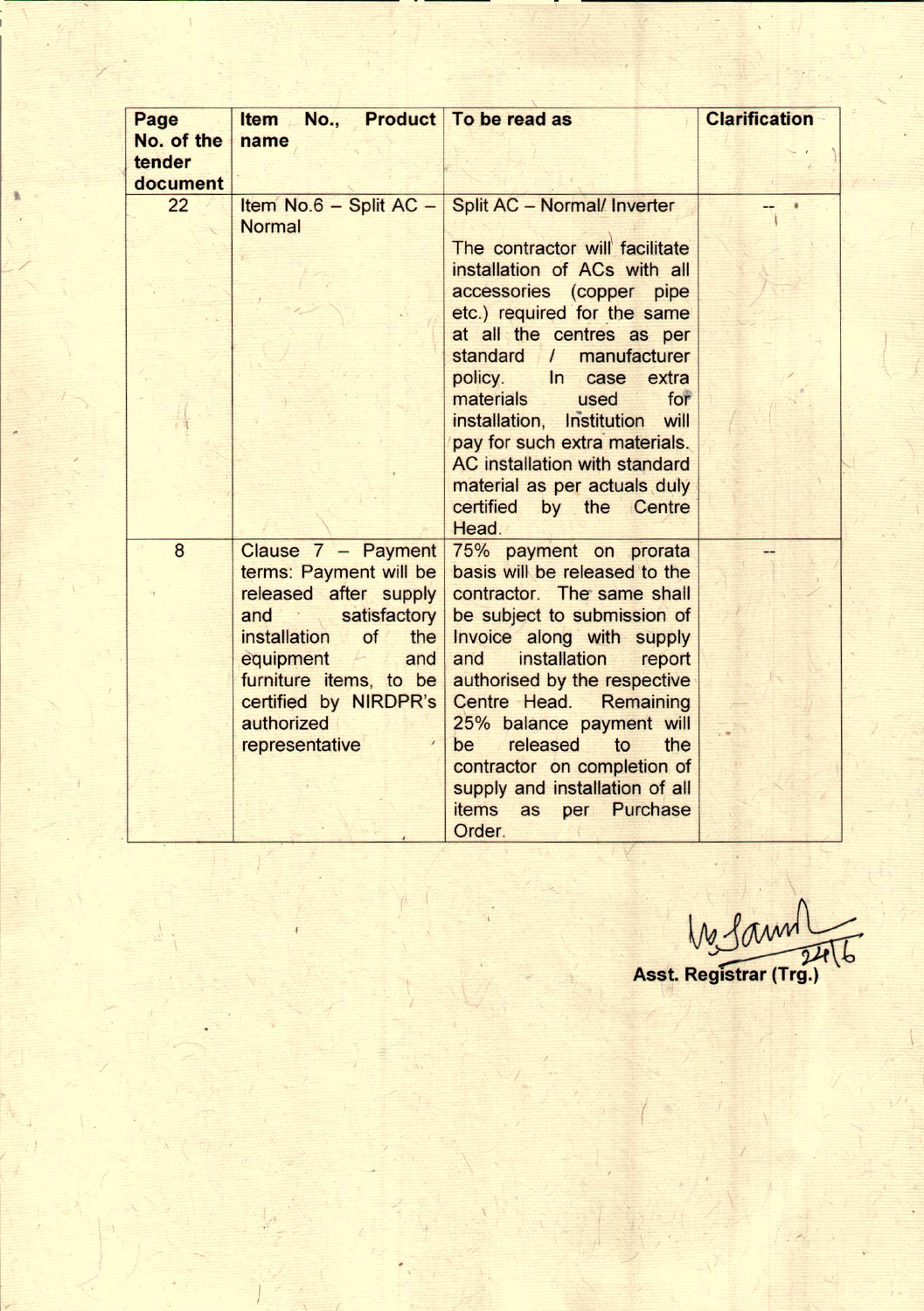| Page No. of the tender document | Item No., Product name | To be read as | Clarification |
|---|---|---|---|
| 22 | Item No.6 – Split AC – Normal | Split AC – Normal/ Inverter<br><br>The contractor will facilitate installation of ACs with all accessories (copper pipe etc.) required for the same at all the centres as per standard / manufacturer policy. In case extra materials used for installation, Institution will pay for such extra materials. AC installation with standard material as per actuals duly certified by the Centre Head. | -- |
| 8 | Clause 7 – Payment terms: Payment will be released after supply and satisfactory installation of the equipment and furniture items, to be certified by NIRDPR's authorized representative | 75% payment on prorata basis will be released to the contractor. The same shall be subject to submission of Invoice along with supply and installation report authorised by the respective Centre Head. Remaining 25% balance payment will be released to the contractor on completion of supply and installation of all items as per Purchase Order. | -- |

24/6

**Asst. Registrar (Trg.)**